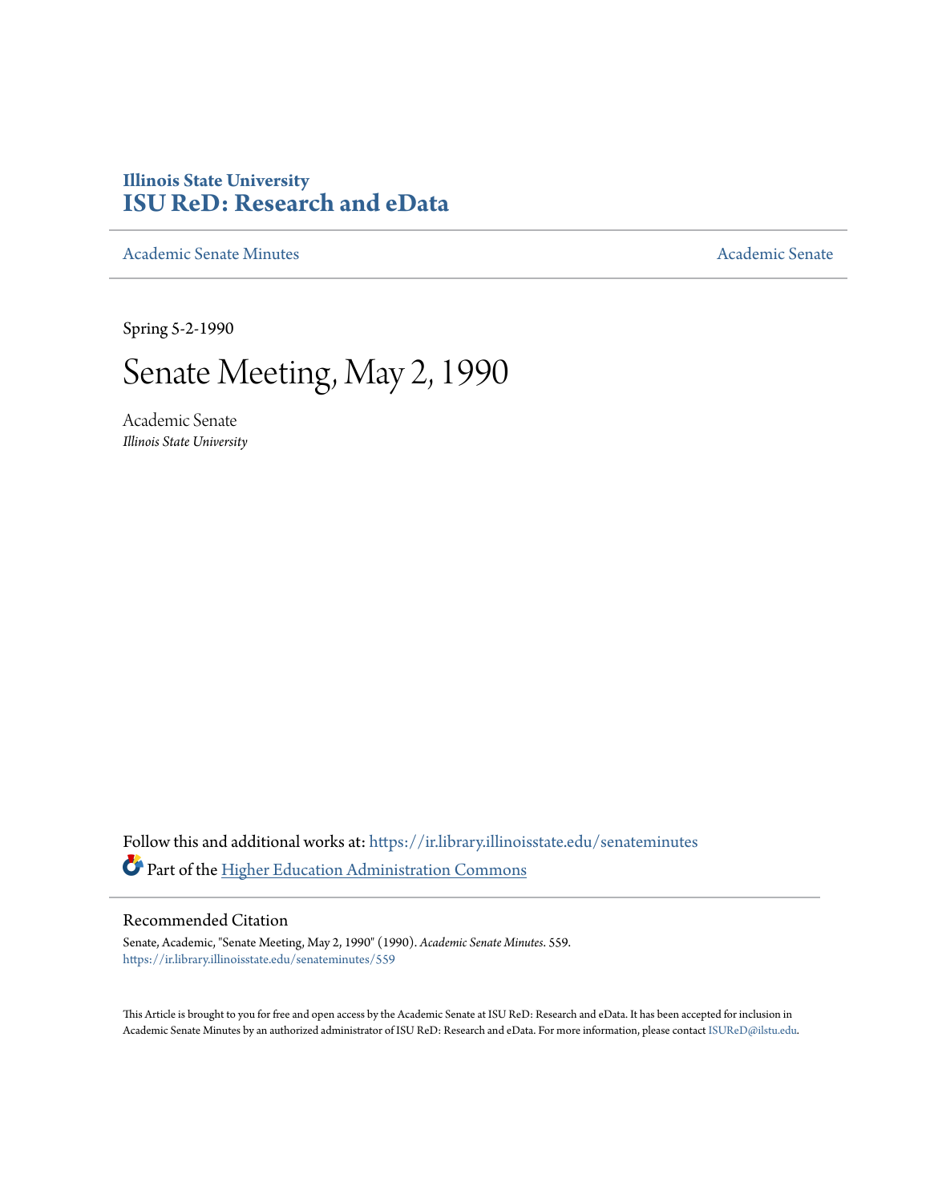Illinois State University
**ISU ReD: Research and eData**

Academic Senate Minutes

Academic Senate

Spring 5-2-1990

# Senate Meeting, May 2, 1990

Academic Senate
*Illinois State University*

Follow this and additional works at: https://ir.library.illinoisstate.edu/senateminutes

Part of the Higher Education Administration Commons

## Recommended Citation

Senate, Academic, "Senate Meeting, May 2, 1990" (1990). *Academic Senate Minutes*. 559.
https://ir.library.illinoisstate.edu/senateminutes/559

This Article is brought to you for free and open access by the Academic Senate at ISU ReD: Research and eData. It has been accepted for inclusion in Academic Senate Minutes by an authorized administrator of ISU ReD: Research and eData. For more information, please contact ISUReD@ilstu.edu.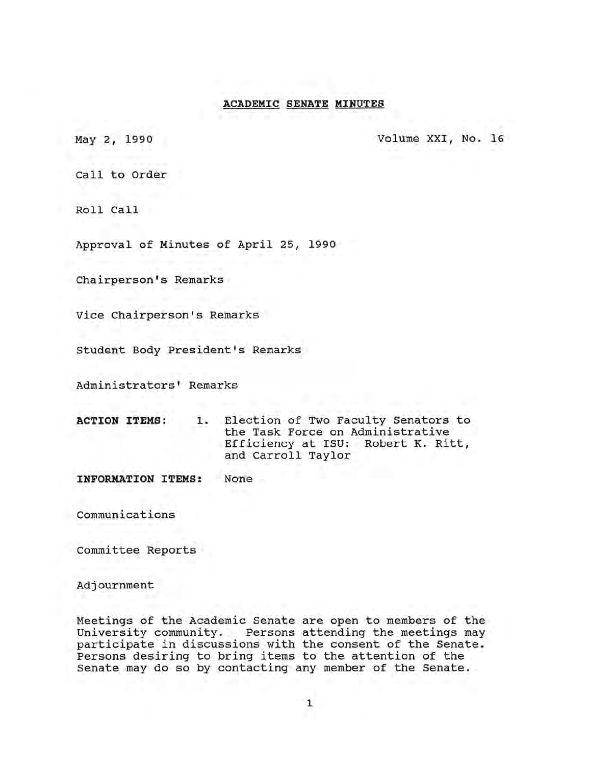# ACADEMIC SENATE MINUTES

May 2, 1990 — Volume XXI, No. 16

Call to Order

Roll Call

Approval of Minutes of April 25, 1990

Chairperson's Remarks

Vice Chairperson's Remarks

Student Body President's Remarks

Administrators' Remarks

**ACTION ITEMS:**

1. Election of Two Faculty Senators to the Task Force on Administrative Efficiency at ISU: Robert K. Ritt, and Carroll Taylor

**INFORMATION ITEMS:** None

Communications

Committee Reports

Adjournment

Meetings of the Academic Senate are open to members of the University community. Persons attending the meetings may participate in discussions with the consent of the Senate. Persons desiring to bring items to the attention of the Senate may do so by contacting any member of the Senate.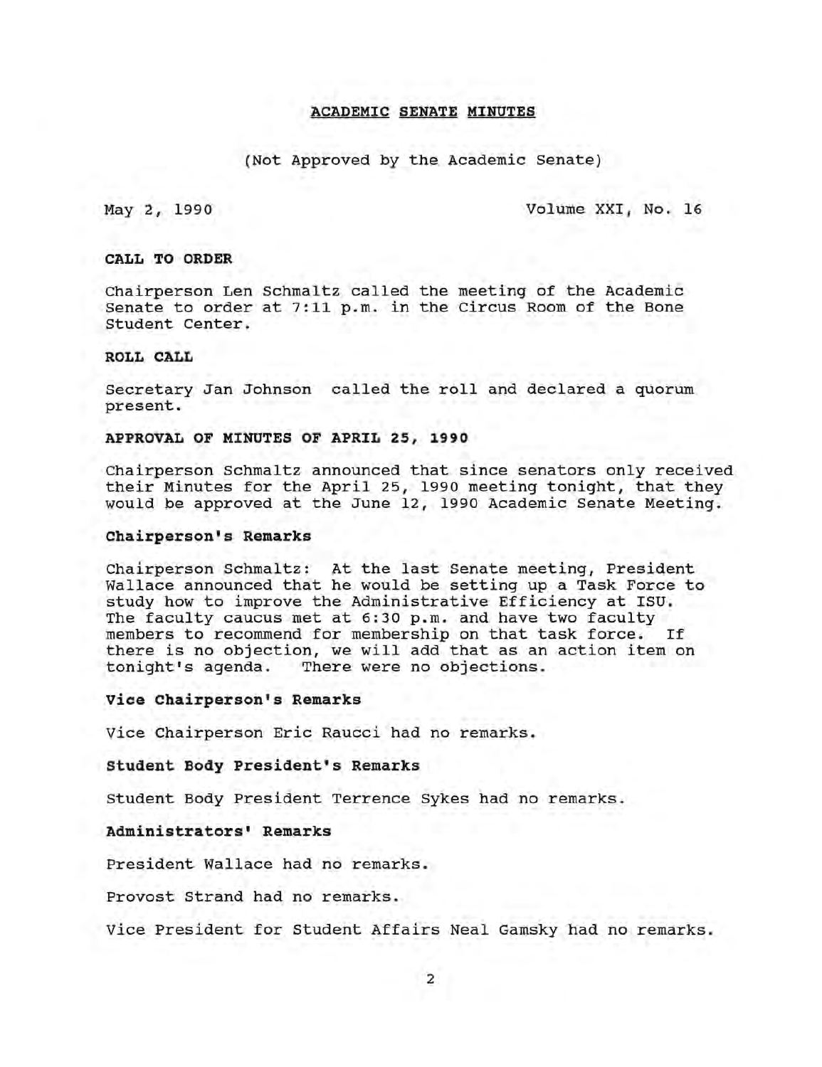# ACADEMIC SENATE MINUTES

(Not Approved by the Academic Senate)

May 2, 1990 Volume XXI, No. 16

**CALL TO ORDER**

Chairperson Len Schmaltz called the meeting of the Academic Senate to order at 7:11 p.m. in the Circus Room of the Bone Student Center.

**ROLL CALL**

Secretary Jan Johnson called the roll and declared a quorum present.

**APPROVAL OF MINUTES OF APRIL 25, 1990**

Chairperson Schmaltz announced that since senators only received their Minutes for the April 25, 1990 meeting tonight, that they would be approved at the June 12, 1990 Academic Senate Meeting.

**Chairperson's Remarks**

Chairperson Schmaltz: At the last Senate meeting, President Wallace announced that he would be setting up a Task Force to study how to improve the Administrative Efficiency at ISU. The faculty caucus met at 6:30 p.m. and have two faculty members to recommend for membership on that task force. If there is no objection, we will add that as an action item on tonight's agenda. There were no objections.

**Vice Chairperson's Remarks**

Vice Chairperson Eric Raucci had no remarks.

**Student Body President's Remarks**

Student Body President Terrence Sykes had no remarks.

**Administrators' Remarks**

President Wallace had no remarks.

Provost Strand had no remarks.

Vice President for Student Affairs Neal Gamsky had no remarks.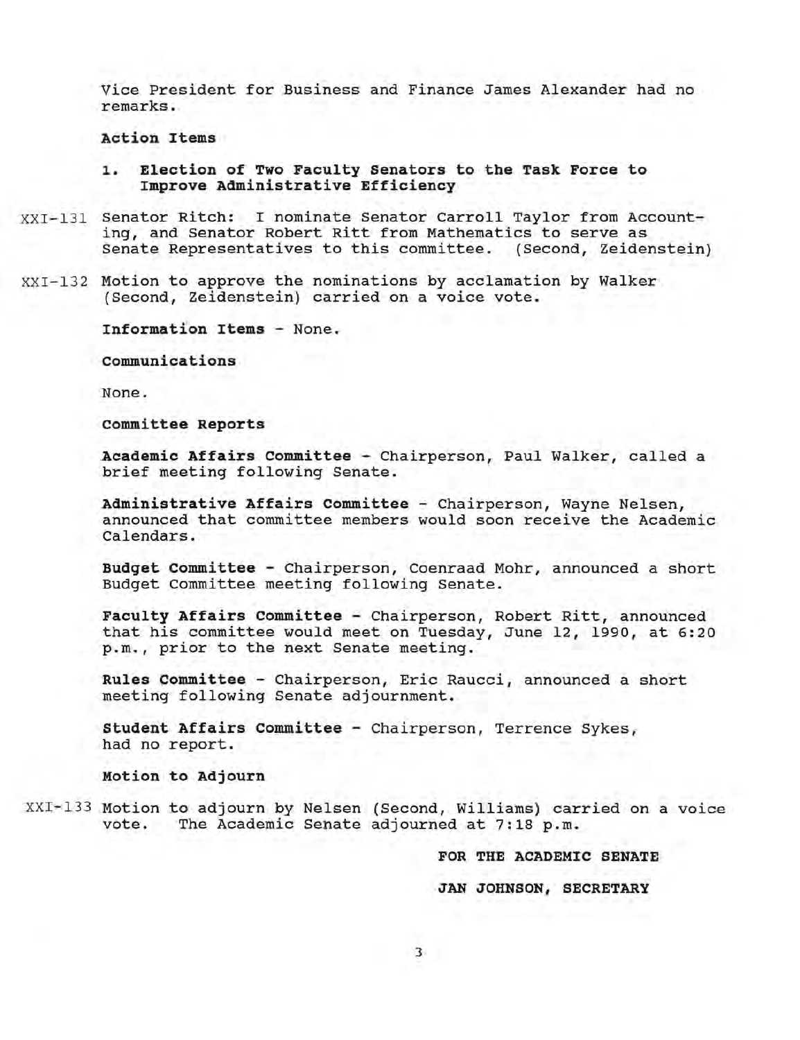Vice President for Business and Finance James Alexander had no remarks.

**Action Items**

**1. Election of Two Faculty Senators to the Task Force to Improve Administrative Efficiency**

XXI-131 Senator Ritch: I nominate Senator Carroll Taylor from Accounting, and Senator Robert Ritt from Mathematics to serve as Senate Representatives to this committee. (Second, Zeidenstein)

XXI-132 Motion to approve the nominations by acclamation by Walker (Second, Zeidenstein) carried on a voice vote.

**Information Items** - None.

**Communications**

None.

**Committee Reports**

**Academic Affairs Committee** - Chairperson, Paul Walker, called a brief meeting following Senate.

**Administrative Affairs Committee** - Chairperson, Wayne Nelsen, announced that committee members would soon receive the Academic Calendars.

**Budget Committee** - Chairperson, Coenraad Mohr, announced a short Budget Committee meeting following Senate.

**Faculty Affairs Committee** - Chairperson, Robert Ritt, announced that his committee would meet on Tuesday, June 12, 1990, at 6:20 p.m., prior to the next Senate meeting.

**Rules Committee** - Chairperson, Eric Raucci, announced a short meeting following Senate adjournment.

**Student Affairs Committee** - Chairperson, Terrence Sykes, had no report.

**Motion to Adjourn**

XXI-133 Motion to adjourn by Nelsen (Second, Williams) carried on a voice vote. The Academic Senate adjourned at 7:18 p.m.

**FOR THE ACADEMIC SENATE**

**JAN JOHNSON, SECRETARY**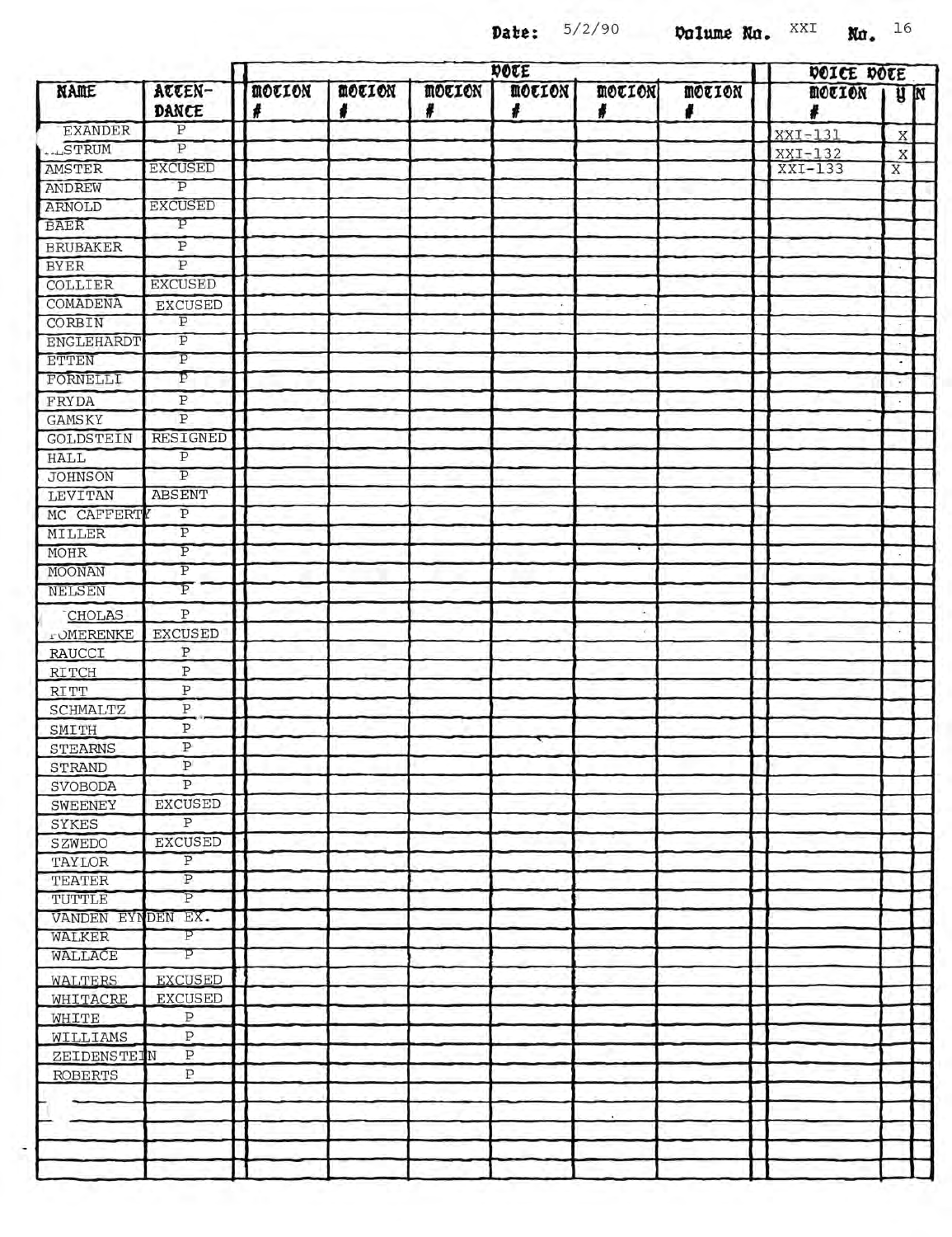Date: 5/2/90 Volume No. XXI No. 16

| NAME | ATTEN-DANCE | VOTE MOTION # | MOTION # | MOTION # | MOTION # | MOTION # | MOTION # | VOICE VOTE MOTION # | Y | N |
|---|---|---|---|---|---|---|---|---|---|---|
| EXANDER | P | | | | | | | XXI-131 | X | |
| ..STRUM | P | | | | | | | XXI-132 | X | |
| AMSTER | EXCUSED | | | | | | | XXI-133 | X | |
| ANDREW | P | | | | | | | | | |
| ARNOLD | EXCUSED | | | | | | | | | |
| BAER | P | | | | | | | | | |
| BRUBAKER | P | | | | | | | | | |
| BYER | P | | | | | | | | | |
| COLLIER | EXCUSED | | | | | | | | | |
| COMADENA | EXCUSED | | | | | | | | | |
| CORBIN | P | | | | | | | | | |
| ENGLEHARDT | P | | | | | | | | | |
| ETTEN | P | | | | | | | | | |
| FORNELLI | P | | | | | | | | | |
| FRYDA | P | | | | | | | | | |
| GAMSKY | P | | | | | | | | | |
| GOLDSTEIN | RESIGNED | | | | | | | | | |
| HALL | P | | | | | | | | | |
| JOHNSON | P | | | | | | | | | |
| LEVITAN | ABSENT | | | | | | | | | |
| MC CAFFERTY | P | | | | | | | | | |
| MILLER | P | | | | | | | | | |
| MOHR | P | | | | | | | | | |
| MOONAN | P | | | | | | | | | |
| NELSEN | P | | | | | | | | | |
| CHOLAS | P | | | | | | | | | |
| POMERENKE | EXCUSED | | | | | | | | | |
| RAUCCI | P | | | | | | | | | |
| RITCH | P | | | | | | | | | |
| RITT | P | | | | | | | | | |
| SCHMALTZ | P | | | | | | | | | |
| SMITH | P | | | | | | | | | |
| STEARNS | P | | | | | | | | | |
| STRAND | P | | | | | | | | | |
| SVOBODA | P | | | | | | | | | |
| SWEENEY | EXCUSED | | | | | | | | | |
| SYKES | P | | | | | | | | | |
| SZWEDO | EXCUSED | | | | | | | | | |
| TAYLOR | P | | | | | | | | | |
| TEATER | P | | | | | | | | | |
| TUTTLE | P | | | | | | | | | |
| VANDEN EYNDEN | EX. | | | | | | | | | |
| WALKER | P | | | | | | | | | |
| WALLACE | P | | | | | | | | | |
| WALTERS | EXCUSED | | | | | | | | | |
| WHITACRE | EXCUSED | | | | | | | | | |
| WHITE | P | | | | | | | | | |
| WILLIAMS | P | | | | | | | | | |
| ZEIDENSTEIN | P | | | | | | | | | |
| ROBERTS | P | | | | | | | | | |